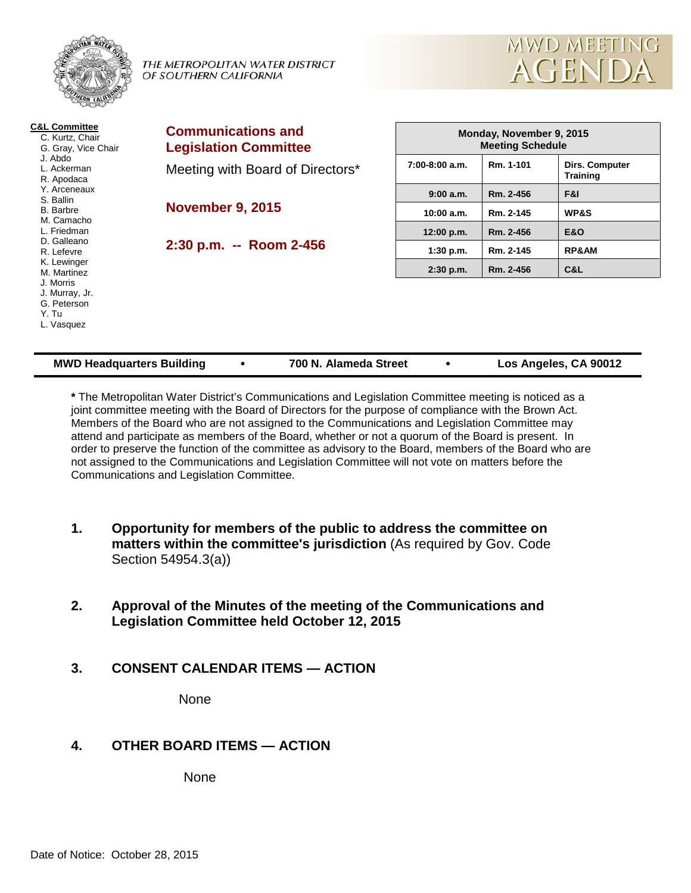THE METROPOLITAN WATER DISTRICT OF SOUTHERN CALIFORNIA

# MWD MEETING AGENDA

**C&L Committee**
- C. Kurtz, Chair
- G. Gray, Vice Chair
- J. Abdo
- L. Ackerman
- R. Apodaca
- Y. Arceneaux
- S. Ballin
- B. Barbre
- M. Camacho
- L. Friedman
- D. Galleano
- R. Lefevre
- K. Lewinger
- M. Martinez
- J. Morris
- J. Murray, Jr.
- G. Peterson
- Y. Tu
- L. Vasquez

## Communications and Legislation Committee

Meeting with Board of Directors*

**November 9, 2015**

**2:30 p.m. -- Room 2-456**

| Monday, November 9, 2015 Meeting Schedule | | |
|---|---|---|
| 7:00-8:00 a.m. | Rm. 1-101 | Dirs. Computer Training |
| 9:00 a.m. | Rm. 2-456 | F&I |
| 10:00 a.m. | Rm. 2-145 | WP&S |
| 12:00 p.m. | Rm. 2-456 | E&O |
| 1:30 p.m. | Rm. 2-145 | RP&AM |
| 2:30 p.m. | Rm. 2-456 | C&L |

**MWD Headquarters Building • 700 N. Alameda Street • Los Angeles, CA 90012**

**\*** The Metropolitan Water District's Communications and Legislation Committee meeting is noticed as a joint committee meeting with the Board of Directors for the purpose of compliance with the Brown Act. Members of the Board who are not assigned to the Communications and Legislation Committee may attend and participate as members of the Board, whether or not a quorum of the Board is present. In order to preserve the function of the committee as advisory to the Board, members of the Board who are not assigned to the Communications and Legislation Committee will not vote on matters before the Communications and Legislation Committee.

1. **Opportunity for members of the public to address the committee on matters within the committee's jurisdiction** (As required by Gov. Code Section 54954.3(a))

2. **Approval of the Minutes of the meeting of the Communications and Legislation Committee held October 12, 2015**

3. **CONSENT CALENDAR ITEMS — ACTION**

   None

4. **OTHER BOARD ITEMS — ACTION**

   None

Date of Notice: October 28, 2015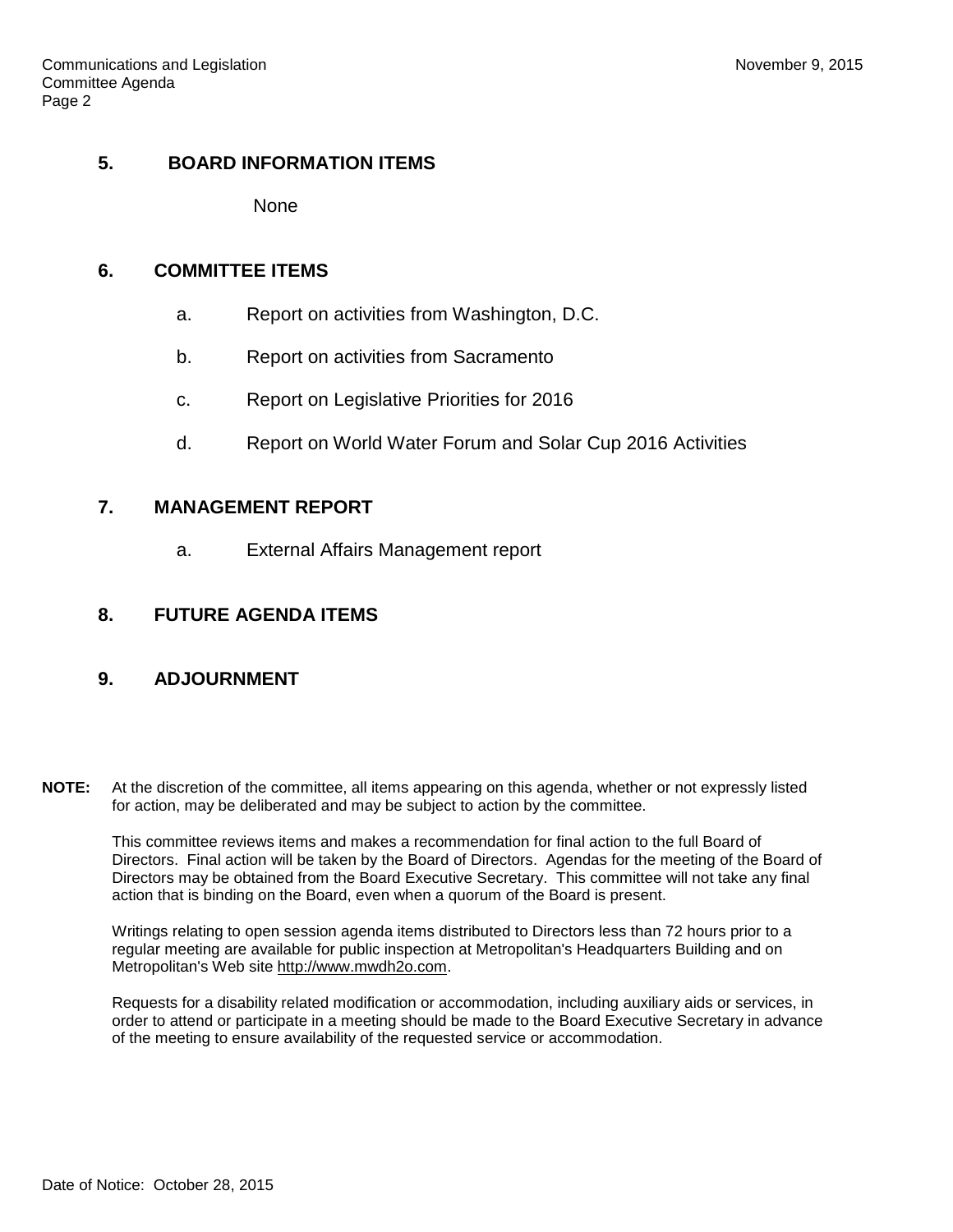## 5. BOARD INFORMATION ITEMS

None

## 6. COMMITTEE ITEMS

a. Report on activities from Washington, D.C.

b. Report on activities from Sacramento

c. Report on Legislative Priorities for 2016

d. Report on World Water Forum and Solar Cup 2016 Activities

## 7. MANAGEMENT REPORT

a. External Affairs Management report

## 8. FUTURE AGENDA ITEMS

## 9. ADJOURNMENT

**NOTE:** At the discretion of the committee, all items appearing on this agenda, whether or not expressly listed for action, may be deliberated and may be subject to action by the committee.

This committee reviews items and makes a recommendation for final action to the full Board of Directors. Final action will be taken by the Board of Directors. Agendas for the meeting of the Board of Directors may be obtained from the Board Executive Secretary. This committee will not take any final action that is binding on the Board, even when a quorum of the Board is present.

Writings relating to open session agenda items distributed to Directors less than 72 hours prior to a regular meeting are available for public inspection at Metropolitan's Headquarters Building and on Metropolitan's Web site http://www.mwdh2o.com.

Requests for a disability related modification or accommodation, including auxiliary aids or services, in order to attend or participate in a meeting should be made to the Board Executive Secretary in advance of the meeting to ensure availability of the requested service or accommodation.

Date of Notice: October 28, 2015